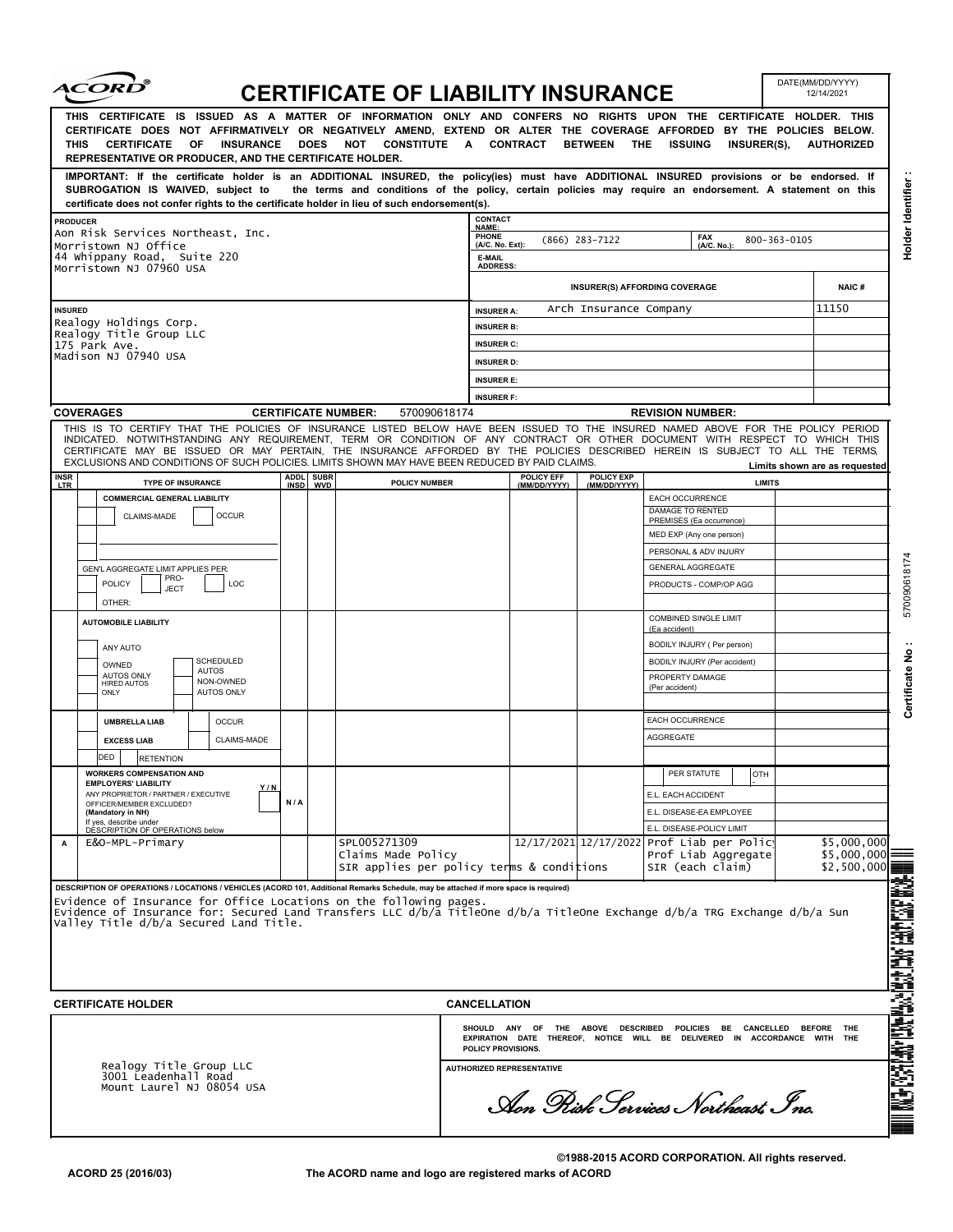# CERTIFICATE OF LIABILITY INSURANCE

DATE(MM/DD/YYYY) 12/14/2021

**THIS CERTIFICATE IS ISSUED AS A MATTER OF INFORMATION ONLY AND CONFERS NO RIGHTS UPON THE CERTIFICATE HOLDER. THIS CERTIFICATE DOES NOT AFFIRMATIVELY OR NEGATIVELY AMEND, EXTEND OR ALTER THE COVERAGE AFFORDED BY THE POLICIES BELOW. THIS CERTIFICATE OF INSURANCE DOES NOT CONSTITUTE A CONTRACT BETWEEN THE ISSUING INSURER(S), AUTHORIZED REPRESENTATIVE OR PRODUCER, AND THE CERTIFICATE HOLDER.**

**IMPORTANT: If the certificate holder is an ADDITIONAL INSURED, the policy(ies) must have ADDITIONAL INSURED provisions or be endorsed. If SUBROGATION IS WAIVED, subject to the terms and conditions of the policy, certain policies may require an endorsement. A statement on this certificate does not confer rights to the certificate holder in lieu of such endorsement(s).**

| PRODUCER | CONTACT NAME: | | | |
|---|---|---|---|---|
| Aon Risk Services Northeast, Inc.<br>Morristown NJ Office<br>44 Whippany Road, Suite 220<br>Morristown NJ 07960 USA | PHONE (A/C. No. Ext): (866) 283-7122 | FAX (A/C. No.): 800-363-0105 | | |
| | E-MAIL ADDRESS: | | | |
| | INSURER(S) AFFORDING COVERAGE | | | NAIC # |
| **INSURED** | INSURER A: | Arch Insurance Company | | 11150 |
| Realogy Holdings Corp.<br>Realogy Title Group LLC<br>175 Park Ave.<br>Madison NJ 07940 USA | INSURER B: | | | |
| | INSURER C: | | | |
| | INSURER D: | | | |
| | INSURER E: | | | |
| | INSURER F: | | | |

**COVERAGES** **CERTIFICATE NUMBER:** 570090618174 **REVISION NUMBER:**

THIS IS TO CERTIFY THAT THE POLICIES OF INSURANCE LISTED BELOW HAVE BEEN ISSUED TO THE INSURED NAMED ABOVE FOR THE POLICY PERIOD INDICATED. NOTWITHSTANDING ANY REQUIREMENT, TERM OR CONDITION OF ANY CONTRACT OR OTHER DOCUMENT WITH RESPECT TO WHICH THIS CERTIFICATE MAY BE ISSUED OR MAY PERTAIN, THE INSURANCE AFFORDED BY THE POLICIES DESCRIBED HEREIN IS SUBJECT TO ALL THE TERMS, EXCLUSIONS AND CONDITIONS OF SUCH POLICIES. LIMITS SHOWN MAY HAVE BEEN REDUCED BY PAID CLAIMS.

Limits shown are as requested

| INSR LTR | TYPE OF INSURANCE | ADDL INSD | SUBR WVD | POLICY NUMBER | POLICY EFF (MM/DD/YYYY) | POLICY EXP (MM/DD/YYYY) | LIMITS | |
|---|---|---|---|---|---|---|---|---|
| | COMMERCIAL GENERAL LIABILITY<br>CLAIMS-MADE / OCCUR<br>GEN'L AGGREGATE LIMIT APPLIES PER: POLICY / PRO-JECT / LOC<br>OTHER: | | | | | | EACH OCCURRENCE | |
| | | | | | | | DAMAGE TO RENTED PREMISES (Ea occurrence) | |
| | | | | | | | MED EXP (Any one person) | |
| | | | | | | | PERSONAL & ADV INJURY | |
| | | | | | | | GENERAL AGGREGATE | |
| | | | | | | | PRODUCTS - COMP/OP AGG | |
| | AUTOMOBILE LIABILITY<br>ANY AUTO<br>OWNED AUTOS ONLY / SCHEDULED AUTOS<br>HIRED AUTOS ONLY / NON-OWNED AUTOS ONLY | | | | | | COMBINED SINGLE LIMIT (Ea accident) | |
| | | | | | | | BODILY INJURY ( Per person) | |
| | | | | | | | BODILY INJURY (Per accident) | |
| | | | | | | | PROPERTY DAMAGE (Per accident) | |
| | UMBRELLA LIAB / OCCUR<br>EXCESS LIAB / CLAIMS-MADE<br>DED / RETENTION | | | | | | EACH OCCURRENCE | |
| | | | | | | | AGGREGATE | |
| | WORKERS COMPENSATION AND EMPLOYERS' LIABILITY Y/N<br>ANY PROPRIETOR / PARTNER / EXECUTIVE OFFICER/MEMBER EXCLUDED? (Mandatory in NH)<br>If yes, describe under DESCRIPTION OF OPERATIONS below | N/A | | | | | PER STATUTE / OTH- | |
| | | | | | | | E.L. EACH ACCIDENT | |
| | | | | | | | E.L. DISEASE-EA EMPLOYEE | |
| | | | | | | | E.L. DISEASE-POLICY LIMIT | |
| A | E&O-MPL-Primary | | | SPL005271309<br>Claims Made Policy<br>SIR applies per policy terms & conditions | 12/17/2021 | 12/17/2022 | Prof Liab per Policy | $5,000,000 |
| | | | | | | | Prof Liab Aggregate | $5,000,000 |
| | | | | | | | SIR (each claim) | $2,500,000 |

**DESCRIPTION OF OPERATIONS / LOCATIONS / VEHICLES (ACORD 101, Additional Remarks Schedule, may be attached if more space is required)**

Evidence of Insurance for Office Locations on the following pages.
Evidence of Insurance for: Secured Land Transfers LLC d/b/a TitleOne d/b/a TitleOne Exchange d/b/a TRG Exchange d/b/a Sun Valley Title d/b/a Secured Land Title.

| CERTIFICATE HOLDER | CANCELLATION |
|---|---|
| Realogy Title Group LLC<br>3001 Leadenhall Road<br>Mount Laurel NJ 08054 USA | SHOULD ANY OF THE ABOVE DESCRIBED POLICIES BE CANCELLED BEFORE THE EXPIRATION DATE THEREOF, NOTICE WILL BE DELIVERED IN ACCORDANCE WITH THE POLICY PROVISIONS.<br><br>AUTHORIZED REPRESENTATIVE<br>*Aon Risk Services Northeast, Inc.* |

Holder Identifier :

Certificate No : 570090618174

©1988-2015 ACORD CORPORATION. All rights reserved.

ACORD 25 (2016/03) The ACORD name and logo are registered marks of ACORD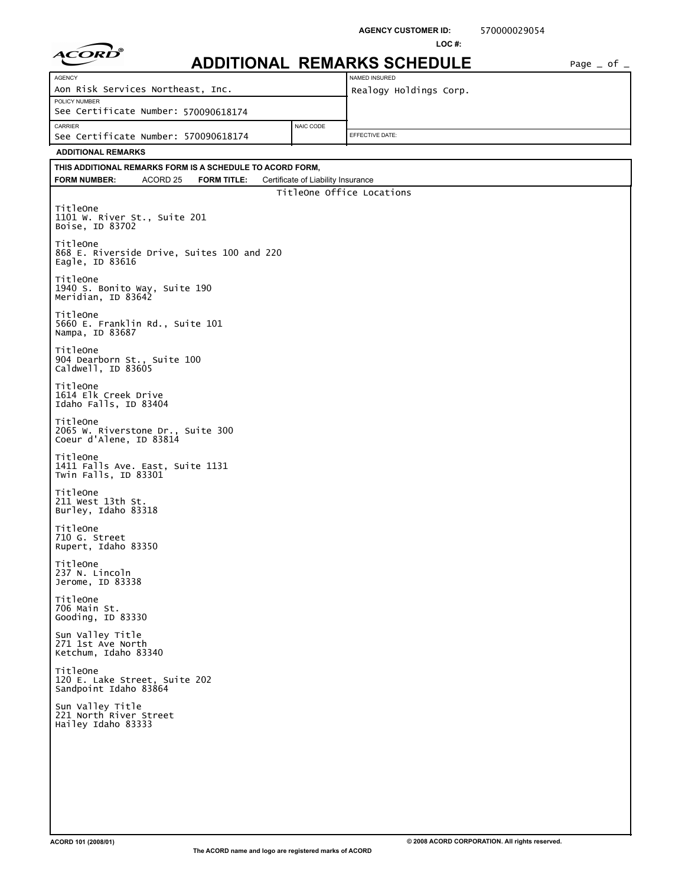AGENCY CUSTOMER ID: 570000029054

LOC #:

ACORD®

# ADDITIONAL REMARKS SCHEDULE

Page _ of _

| AGENCY | | NAMED INSURED |
|---|---|---|
| Aon Risk Services Northeast, Inc. | | Realogy Holdings Corp. |
| POLICY NUMBER | | |
| See Certificate Number: 570090618174 | | |
| CARRIER | NAIC CODE | EFFECTIVE DATE: |
| See Certificate Number: 570090618174 | | |

**ADDITIONAL REMARKS**

**THIS ADDITIONAL REMARKS FORM IS A SCHEDULE TO ACORD FORM,**

**FORM NUMBER:** ACORD 25 **FORM TITLE:** Certificate of Liability Insurance

TitleOne Office Locations

TitleOne
1101 W. River St., Suite 201
Boise, ID 83702

TitleOne
868 E. Riverside Drive, Suites 100 and 220
Eagle, ID 83616

TitleOne
1940 S. Bonito Way, Suite 190
Meridian, ID 83642

TitleOne
5660 E. Franklin Rd., Suite 101
Nampa, ID 83687

TitleOne
904 Dearborn St., Suite 100
Caldwell, ID 83605

TitleOne
1614 Elk Creek Drive
Idaho Falls, ID 83404

TitleOne
2065 W. Riverstone Dr., Suite 300
Coeur d'Alene, ID 83814

TitleOne
1411 Falls Ave. East, Suite 1131
Twin Falls, ID 83301

TitleOne
211 West 13th St.
Burley, Idaho 83318

TitleOne
710 G. Street
Rupert, Idaho 83350

TitleOne
237 N. Lincoln
Jerome, ID 83338

TitleOne
706 Main St.
Gooding, ID 83330

Sun Valley Title
271 1st Ave North
Ketchum, Idaho 83340

TitleOne
120 E. Lake Street, Suite 202
Sandpoint Idaho 83864

Sun Valley Title
221 North River Street
Hailey Idaho 83333

ACORD 101 (2008/01)

© 2008 ACORD CORPORATION. All rights reserved.

The ACORD name and logo are registered marks of ACORD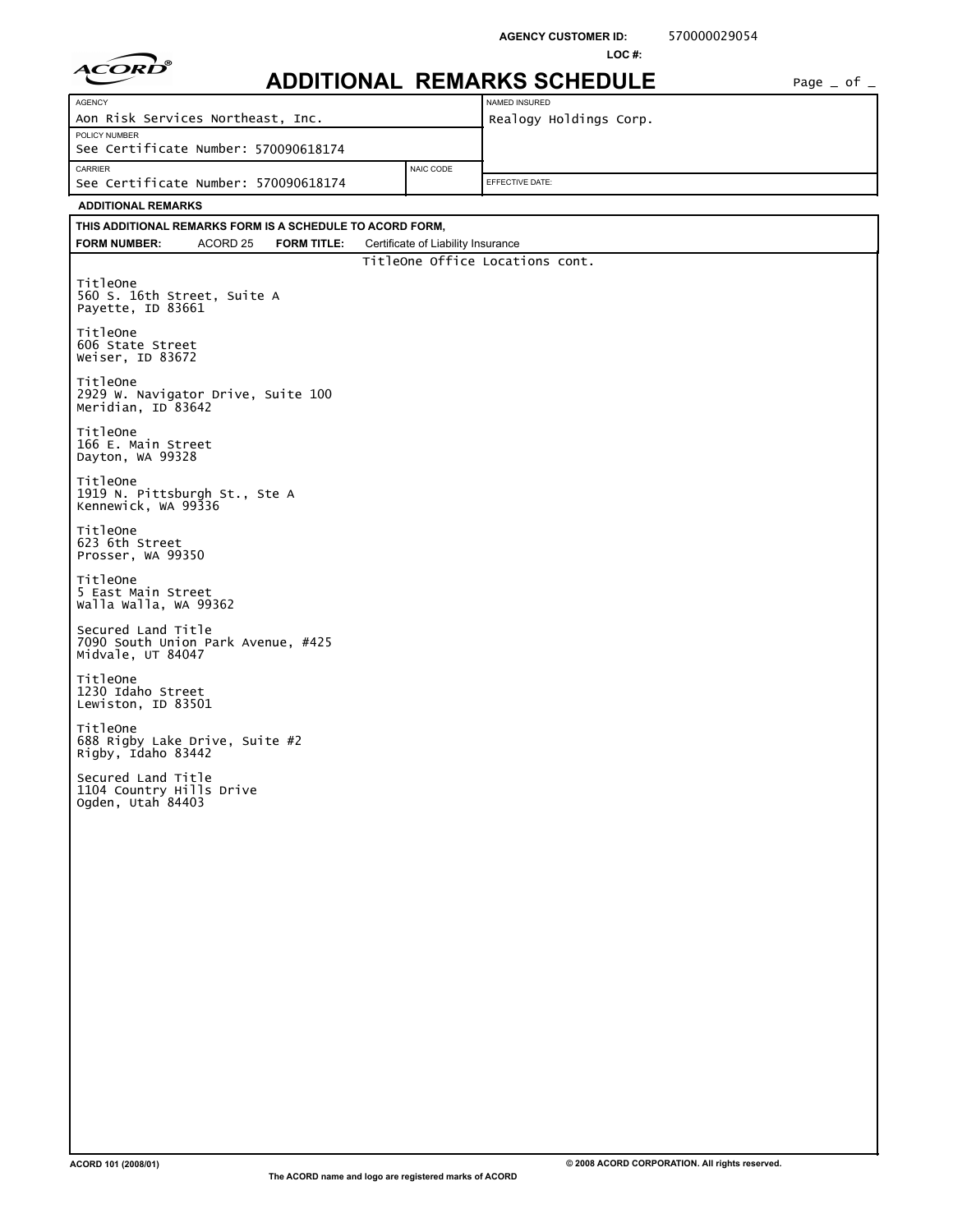AGENCY CUSTOMER ID: 570000029054

LOC #:

# ADDITIONAL REMARKS SCHEDULE

| | |
|---|---|
| AGENCY<br>Aon Risk Services Northeast, Inc. | NAMED INSURED<br>Realogy Holdings Corp. |
| POLICY NUMBER<br>See Certificate Number: 570090618174 | |
| CARRIER<br>See Certificate Number: 570090618174 | NAIC CODE |
| | EFFECTIVE DATE: |

**ADDITIONAL REMARKS**

**THIS ADDITIONAL REMARKS FORM IS A SCHEDULE TO ACORD FORM,**

**FORM NUMBER:** ACORD 25 **FORM TITLE:** Certificate of Liability Insurance

TitleOne Office Locations cont.

TitleOne
560 S. 16th Street, Suite A
Payette, ID 83661

TitleOne
606 State Street
Weiser, ID 83672

TitleOne
2929 W. Navigator Drive, Suite 100
Meridian, ID 83642

TitleOne
166 E. Main Street
Dayton, WA 99328

TitleOne
1919 N. Pittsburgh St., Ste A
Kennewick, WA 99336

TitleOne
623 6th Street
Prosser, WA 99350

TitleOne
5 East Main Street
Walla Walla, WA 99362

Secured Land Title
7090 South Union Park Avenue, #425
Midvale, UT 84047

TitleOne
1230 Idaho Street
Lewiston, ID 83501

TitleOne
688 Rigby Lake Drive, Suite #2
Rigby, Idaho 83442

Secured Land Title
1104 Country Hills Drive
Ogden, Utah 84403

ACORD 101 (2008/01) © 2008 ACORD CORPORATION. All rights reserved.

The ACORD name and logo are registered marks of ACORD